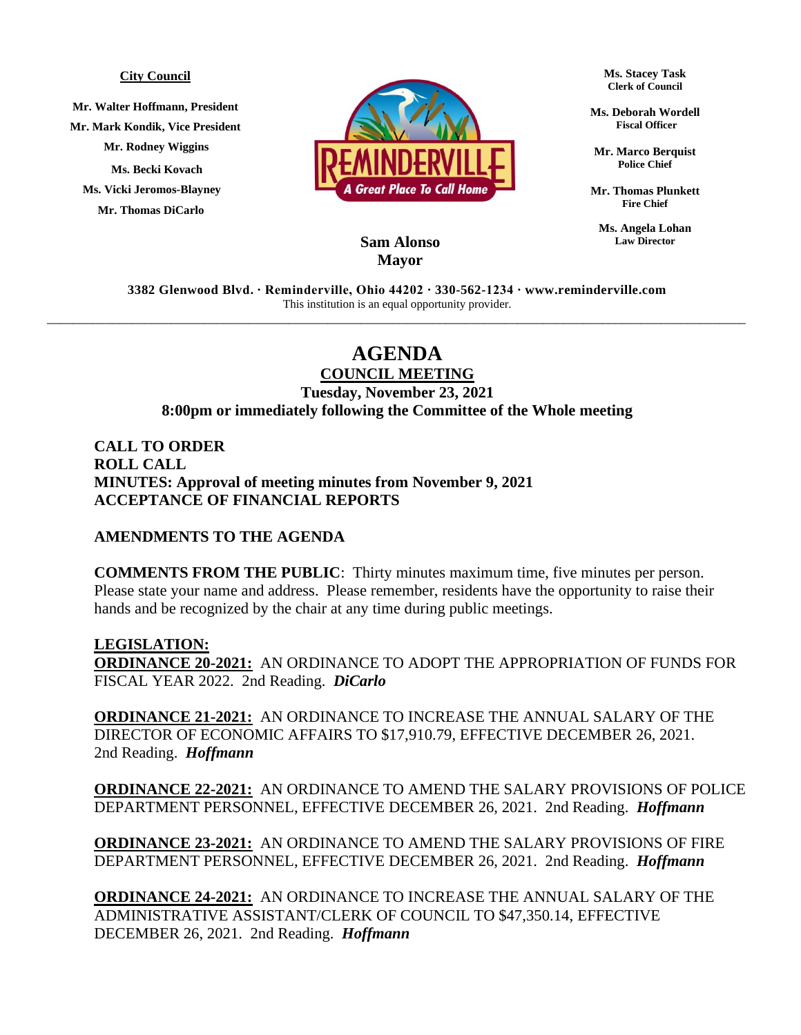**City Council**

**Mr. Walter Hoffmann, President**
**Mr. Mark Kondik, Vice President**
**Mr. Rodney Wiggins**
**Ms. Becki Kovach**
**Ms. Vicki Jeromos-Blayney**
**Mr. Thomas DiCarlo**

REMINDERVILLE
A Great Place To Call Home

**Sam Alonso**
**Mayor**

**Ms. Stacey Task**
**Clerk of Council**

**Ms. Deborah Wordell**
**Fiscal Officer**

**Mr. Marco Berquist**
**Police Chief**

**Mr. Thomas Plunkett**
**Fire Chief**

**Ms. Angela Lohan**
**Law Director**

**3382 Glenwood Blvd. · Reminderville, Ohio 44202 · 330-562-1234 · www.reminderville.com**
This institution is an equal opportunity provider.

---

# AGENDA

## COUNCIL MEETING

**Tuesday, November 23, 2021**
**8:00pm or immediately following the Committee of the Whole meeting**

**CALL TO ORDER**
**ROLL CALL**
**MINUTES: Approval of meeting minutes from November 9, 2021**
**ACCEPTANCE OF FINANCIAL REPORTS**

**AMENDMENTS TO THE AGENDA**

**COMMENTS FROM THE PUBLIC**: Thirty minutes maximum time, five minutes per person. Please state your name and address. Please remember, residents have the opportunity to raise their hands and be recognized by the chair at any time during public meetings.

**LEGISLATION:**

**ORDINANCE 20-2021:** AN ORDINANCE TO ADOPT THE APPROPRIATION OF FUNDS FOR FISCAL YEAR 2022. 2nd Reading. ***DiCarlo***

**ORDINANCE 21-2021:** AN ORDINANCE TO INCREASE THE ANNUAL SALARY OF THE DIRECTOR OF ECONOMIC AFFAIRS TO $17,910.79, EFFECTIVE DECEMBER 26, 2021. 2nd Reading. ***Hoffmann***

**ORDINANCE 22-2021:** AN ORDINANCE TO AMEND THE SALARY PROVISIONS OF POLICE DEPARTMENT PERSONNEL, EFFECTIVE DECEMBER 26, 2021. 2nd Reading. ***Hoffmann***

**ORDINANCE 23-2021:** AN ORDINANCE TO AMEND THE SALARY PROVISIONS OF FIRE DEPARTMENT PERSONNEL, EFFECTIVE DECEMBER 26, 2021. 2nd Reading. ***Hoffmann***

**ORDINANCE 24-2021:** AN ORDINANCE TO INCREASE THE ANNUAL SALARY OF THE ADMINISTRATIVE ASSISTANT/CLERK OF COUNCIL TO $47,350.14, EFFECTIVE DECEMBER 26, 2021. 2nd Reading. ***Hoffmann***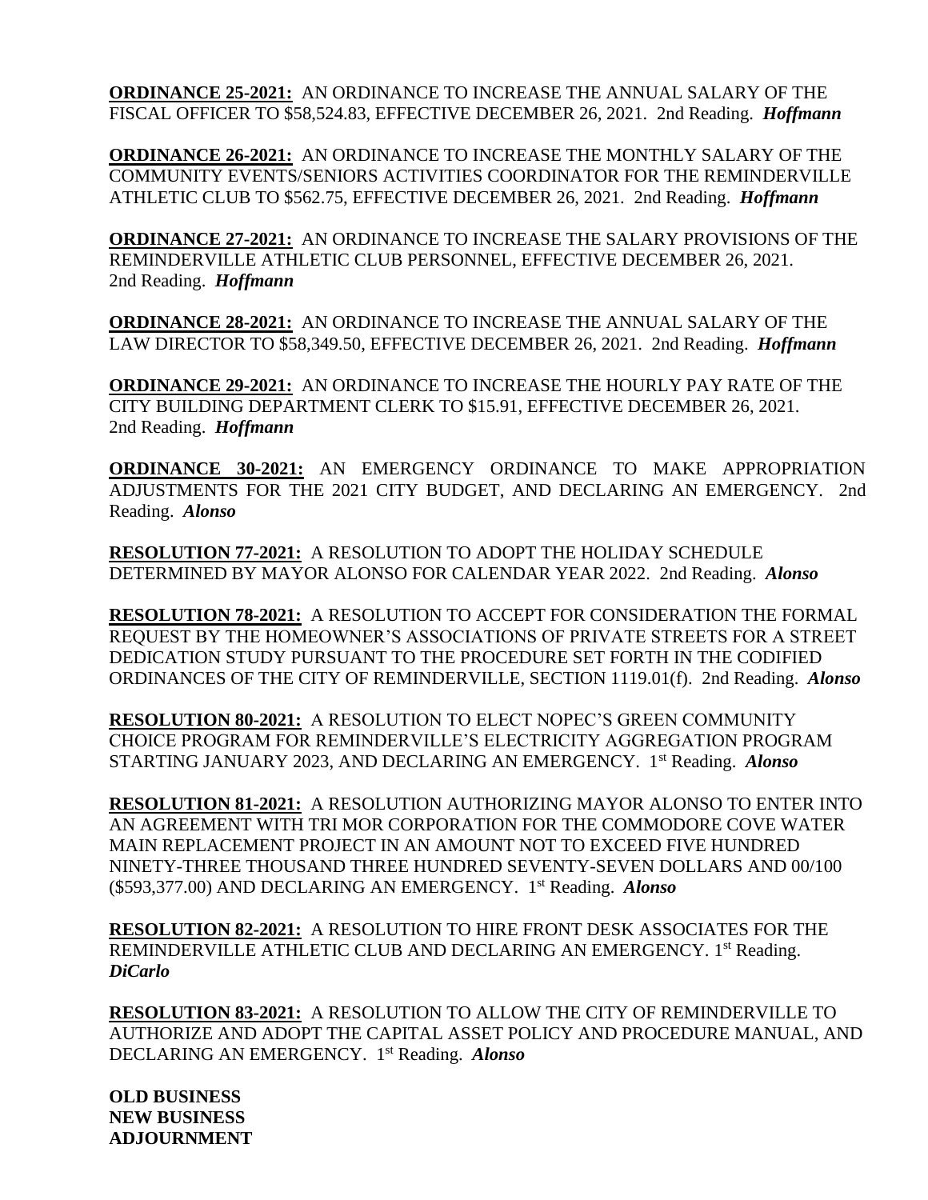**ORDINANCE 25-2021:** AN ORDINANCE TO INCREASE THE ANNUAL SALARY OF THE FISCAL OFFICER TO $58,524.83, EFFECTIVE DECEMBER 26, 2021. 2nd Reading. ***Hoffmann***

**ORDINANCE 26-2021:** AN ORDINANCE TO INCREASE THE MONTHLY SALARY OF THE COMMUNITY EVENTS/SENIORS ACTIVITIES COORDINATOR FOR THE REMINDERVILLE ATHLETIC CLUB TO $562.75, EFFECTIVE DECEMBER 26, 2021. 2nd Reading. ***Hoffmann***

**ORDINANCE 27-2021:** AN ORDINANCE TO INCREASE THE SALARY PROVISIONS OF THE REMINDERVILLE ATHLETIC CLUB PERSONNEL, EFFECTIVE DECEMBER 26, 2021. 2nd Reading. ***Hoffmann***

**ORDINANCE 28-2021:** AN ORDINANCE TO INCREASE THE ANNUAL SALARY OF THE LAW DIRECTOR TO $58,349.50, EFFECTIVE DECEMBER 26, 2021. 2nd Reading. ***Hoffmann***

**ORDINANCE 29-2021:** AN ORDINANCE TO INCREASE THE HOURLY PAY RATE OF THE CITY BUILDING DEPARTMENT CLERK TO $15.91, EFFECTIVE DECEMBER 26, 2021. 2nd Reading. ***Hoffmann***

**ORDINANCE 30-2021:** AN EMERGENCY ORDINANCE TO MAKE APPROPRIATION ADJUSTMENTS FOR THE 2021 CITY BUDGET, AND DECLARING AN EMERGENCY. 2nd Reading. ***Alonso***

**RESOLUTION 77-2021:** A RESOLUTION TO ADOPT THE HOLIDAY SCHEDULE DETERMINED BY MAYOR ALONSO FOR CALENDAR YEAR 2022. 2nd Reading. ***Alonso***

**RESOLUTION 78-2021:** A RESOLUTION TO ACCEPT FOR CONSIDERATION THE FORMAL REQUEST BY THE HOMEOWNER'S ASSOCIATIONS OF PRIVATE STREETS FOR A STREET DEDICATION STUDY PURSUANT TO THE PROCEDURE SET FORTH IN THE CODIFIED ORDINANCES OF THE CITY OF REMINDERVILLE, SECTION 1119.01(f). 2nd Reading. ***Alonso***

**RESOLUTION 80-2021:** A RESOLUTION TO ELECT NOPEC'S GREEN COMMUNITY CHOICE PROGRAM FOR REMINDERVILLE'S ELECTRICITY AGGREGATION PROGRAM STARTING JANUARY 2023, AND DECLARING AN EMERGENCY. 1st Reading. ***Alonso***

**RESOLUTION 81-2021:** A RESOLUTION AUTHORIZING MAYOR ALONSO TO ENTER INTO AN AGREEMENT WITH TRI MOR CORPORATION FOR THE COMMODORE COVE WATER MAIN REPLACEMENT PROJECT IN AN AMOUNT NOT TO EXCEED FIVE HUNDRED NINETY-THREE THOUSAND THREE HUNDRED SEVENTY-SEVEN DOLLARS AND 00/100 ($593,377.00) AND DECLARING AN EMERGENCY. 1st Reading. ***Alonso***

**RESOLUTION 82-2021:** A RESOLUTION TO HIRE FRONT DESK ASSOCIATES FOR THE REMINDERVILLE ATHLETIC CLUB AND DECLARING AN EMERGENCY. 1st Reading. ***DiCarlo***

**RESOLUTION 83-2021:** A RESOLUTION TO ALLOW THE CITY OF REMINDERVILLE TO AUTHORIZE AND ADOPT THE CAPITAL ASSET POLICY AND PROCEDURE MANUAL, AND DECLARING AN EMERGENCY. 1st Reading. ***Alonso***

**OLD BUSINESS**
**NEW BUSINESS**
**ADJOURNMENT**